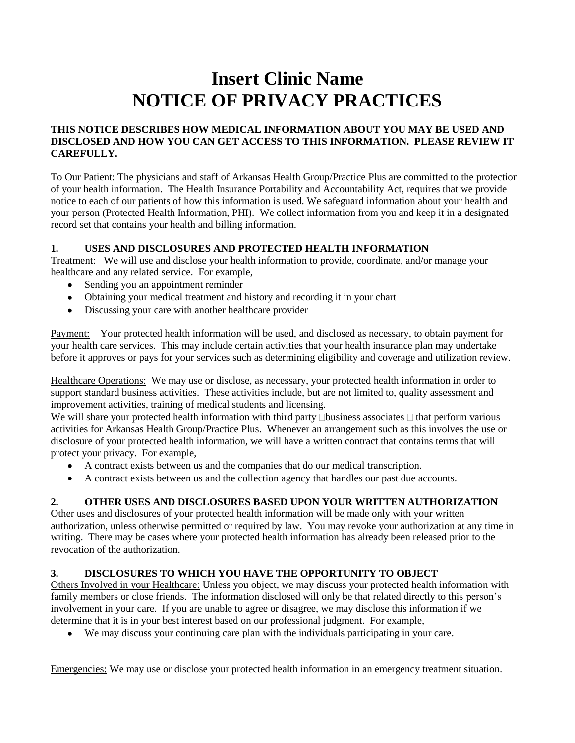# Insert Clinic Name
# NOTICE OF PRIVACY PRACTICES

**THIS NOTICE DESCRIBES HOW MEDICAL INFORMATION ABOUT YOU MAY BE USED AND DISCLOSED AND HOW YOU CAN GET ACCESS TO THIS INFORMATION. PLEASE REVIEW IT CAREFULLY.**

To Our Patient: The physicians and staff of Arkansas Health Group/Practice Plus are committed to the protection of your health information. The Health Insurance Portability and Accountability Act, requires that we provide notice to each of our patients of how this information is used. We safeguard information about your health and your person (Protected Health Information, PHI). We collect information from you and keep it in a designated record set that contains your health and billing information.

### 1. USES AND DISCLOSURES AND PROTECTED HEALTH INFORMATION

Treatment: We will use and disclose your health information to provide, coordinate, and/or manage your healthcare and any related service. For example,

- Sending you an appointment reminder
- Obtaining your medical treatment and history and recording it in your chart
- Discussing your care with another healthcare provider

Payment: Your protected health information will be used, and disclosed as necessary, to obtain payment for your health care services. This may include certain activities that your health insurance plan may undertake before it approves or pays for your services such as determining eligibility and coverage and utilization review.

Healthcare Operations: We may use or disclose, as necessary, your protected health information in order to support standard business activities. These activities include, but are not limited to, quality assessment and improvement activities, training of medical students and licensing.
We will share your protected health information with third party business associates that perform various activities for Arkansas Health Group/Practice Plus. Whenever an arrangement such as this involves the use or disclosure of your protected health information, we will have a written contract that contains terms that will protect your privacy. For example,

- A contract exists between us and the companies that do our medical transcription.
- A contract exists between us and the collection agency that handles our past due accounts.

### 2. OTHER USES AND DISCLOSURES BASED UPON YOUR WRITTEN AUTHORIZATION

Other uses and disclosures of your protected health information will be made only with your written authorization, unless otherwise permitted or required by law. You may revoke your authorization at any time in writing. There may be cases where your protected health information has already been released prior to the revocation of the authorization.

### 3. DISCLOSURES TO WHICH YOU HAVE THE OPPORTUNITY TO OBJECT

Others Involved in your Healthcare: Unless you object, we may discuss your protected health information with family members or close friends. The information disclosed will only be that related directly to this person's involvement in your care. If you are unable to agree or disagree, we may disclose this information if we determine that it is in your best interest based on our professional judgment. For example,

- We may discuss your continuing care plan with the individuals participating in your care.

Emergencies: We may use or disclose your protected health information in an emergency treatment situation.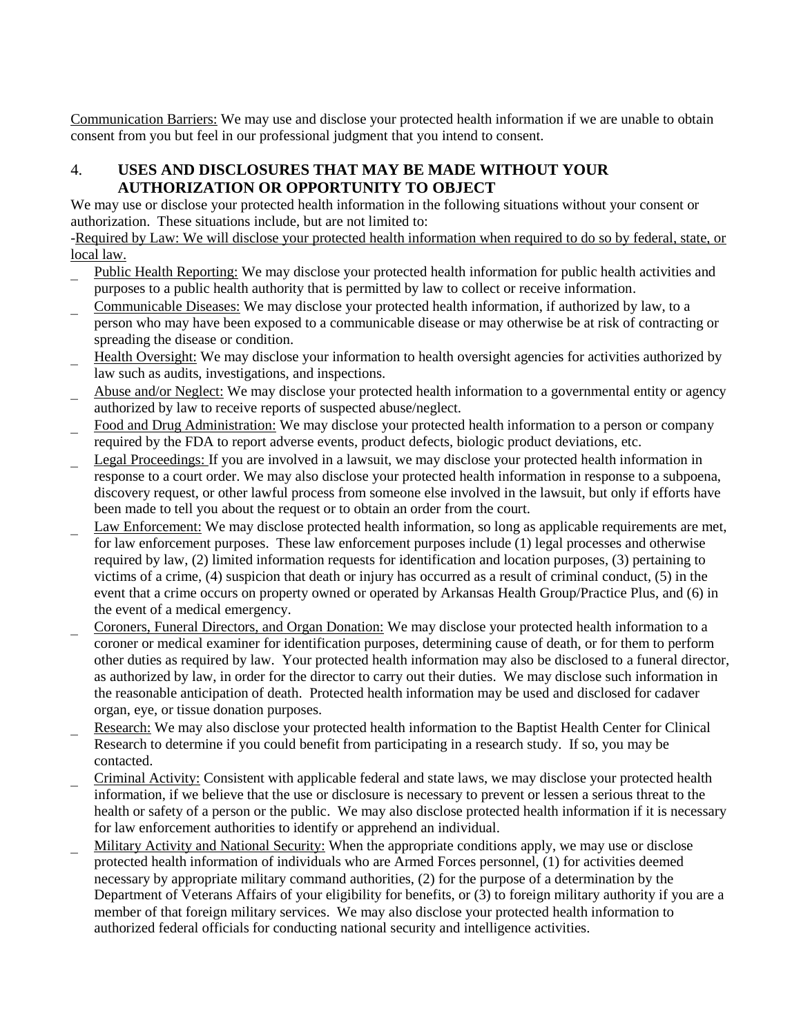Communication Barriers: We may use and disclose your protected health information if we are unable to obtain consent from you but feel in our professional judgment that you intend to consent.

## 4. USES AND DISCLOSURES THAT MAY BE MADE WITHOUT YOUR AUTHORIZATION OR OPPORTUNITY TO OBJECT

We may use or disclose your protected health information in the following situations without your consent or authorization. These situations include, but are not limited to:

-Required by Law: We will disclose your protected health information when required to do so by federal, state, or local law.

- Public Health Reporting: We may disclose your protected health information for public health activities and purposes to a public health authority that is permitted by law to collect or receive information.
- Communicable Diseases: We may disclose your protected health information, if authorized by law, to a person who may have been exposed to a communicable disease or may otherwise be at risk of contracting or spreading the disease or condition.
- Health Oversight: We may disclose your information to health oversight agencies for activities authorized by law such as audits, investigations, and inspections.
- Abuse and/or Neglect: We may disclose your protected health information to a governmental entity or agency authorized by law to receive reports of suspected abuse/neglect.
- Food and Drug Administration: We may disclose your protected health information to a person or company required by the FDA to report adverse events, product defects, biologic product deviations, etc.
- Legal Proceedings: If you are involved in a lawsuit, we may disclose your protected health information in response to a court order. We may also disclose your protected health information in response to a subpoena, discovery request, or other lawful process from someone else involved in the lawsuit, but only if efforts have been made to tell you about the request or to obtain an order from the court.
- Law Enforcement: We may disclose protected health information, so long as applicable requirements are met, for law enforcement purposes. These law enforcement purposes include (1) legal processes and otherwise required by law, (2) limited information requests for identification and location purposes, (3) pertaining to victims of a crime, (4) suspicion that death or injury has occurred as a result of criminal conduct, (5) in the event that a crime occurs on property owned or operated by Arkansas Health Group/Practice Plus, and (6) in the event of a medical emergency.
- Coroners, Funeral Directors, and Organ Donation: We may disclose your protected health information to a coroner or medical examiner for identification purposes, determining cause of death, or for them to perform other duties as required by law. Your protected health information may also be disclosed to a funeral director, as authorized by law, in order for the director to carry out their duties. We may disclose such information in the reasonable anticipation of death. Protected health information may be used and disclosed for cadaver organ, eye, or tissue donation purposes.
- Research: We may also disclose your protected health information to the Baptist Health Center for Clinical Research to determine if you could benefit from participating in a research study. If so, you may be contacted.
- Criminal Activity: Consistent with applicable federal and state laws, we may disclose your protected health information, if we believe that the use or disclosure is necessary to prevent or lessen a serious threat to the health or safety of a person or the public. We may also disclose protected health information if it is necessary for law enforcement authorities to identify or apprehend an individual.
- Military Activity and National Security: When the appropriate conditions apply, we may use or disclose protected health information of individuals who are Armed Forces personnel, (1) for activities deemed necessary by appropriate military command authorities, (2) for the purpose of a determination by the Department of Veterans Affairs of your eligibility for benefits, or (3) to foreign military authority if you are a member of that foreign military services. We may also disclose your protected health information to authorized federal officials for conducting national security and intelligence activities.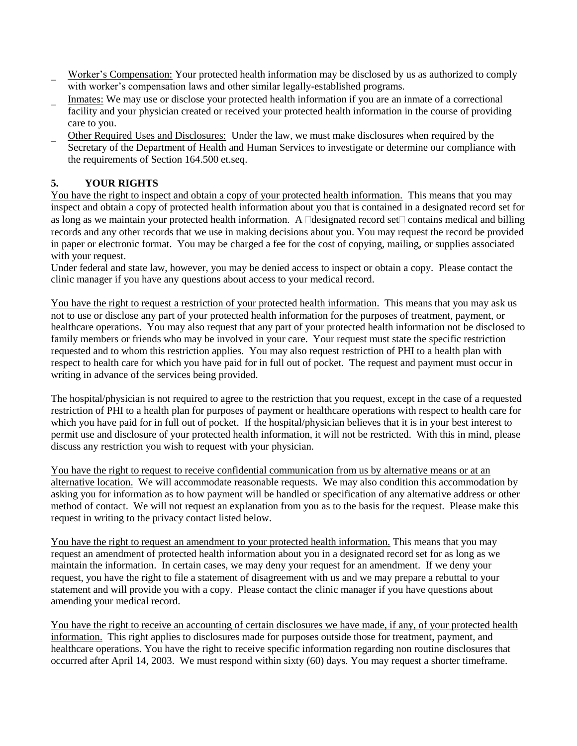- Worker's Compensation: Your protected health information may be disclosed by us as authorized to comply with worker's compensation laws and other similar legally-established programs.
- Inmates: We may use or disclose your protected health information if you are an inmate of a correctional facility and your physician created or received your protected health information in the course of providing care to you.
- Other Required Uses and Disclosures: Under the law, we must make disclosures when required by the Secretary of the Department of Health and Human Services to investigate or determine our compliance with the requirements of Section 164.500 et.seq.

## 5. YOUR RIGHTS

You have the right to inspect and obtain a copy of your protected health information. This means that you may inspect and obtain a copy of protected health information about you that is contained in a designated record set for as long as we maintain your protected health information. A "designated record set" contains medical and billing records and any other records that we use in making decisions about you. You may request the record be provided in paper or electronic format. You may be charged a fee for the cost of copying, mailing, or supplies associated with your request.
Under federal and state law, however, you may be denied access to inspect or obtain a copy. Please contact the clinic manager if you have any questions about access to your medical record.

You have the right to request a restriction of your protected health information. This means that you may ask us not to use or disclose any part of your protected health information for the purposes of treatment, payment, or healthcare operations. You may also request that any part of your protected health information not be disclosed to family members or friends who may be involved in your care. Your request must state the specific restriction requested and to whom this restriction applies. You may also request restriction of PHI to a health plan with respect to health care for which you have paid for in full out of pocket. The request and payment must occur in writing in advance of the services being provided.

The hospital/physician is not required to agree to the restriction that you request, except in the case of a requested restriction of PHI to a health plan for purposes of payment or healthcare operations with respect to health care for which you have paid for in full out of pocket. If the hospital/physician believes that it is in your best interest to permit use and disclosure of your protected health information, it will not be restricted. With this in mind, please discuss any restriction you wish to request with your physician.

You have the right to request to receive confidential communication from us by alternative means or at an alternative location. We will accommodate reasonable requests. We may also condition this accommodation by asking you for information as to how payment will be handled or specification of any alternative address or other method of contact. We will not request an explanation from you as to the basis for the request. Please make this request in writing to the privacy contact listed below.

You have the right to request an amendment to your protected health information. This means that you may request an amendment of protected health information about you in a designated record set for as long as we maintain the information. In certain cases, we may deny your request for an amendment. If we deny your request, you have the right to file a statement of disagreement with us and we may prepare a rebuttal to your statement and will provide you with a copy. Please contact the clinic manager if you have questions about amending your medical record.

You have the right to receive an accounting of certain disclosures we have made, if any, of your protected health information. This right applies to disclosures made for purposes outside those for treatment, payment, and healthcare operations. You have the right to receive specific information regarding non routine disclosures that occurred after April 14, 2003. We must respond within sixty (60) days. You may request a shorter timeframe.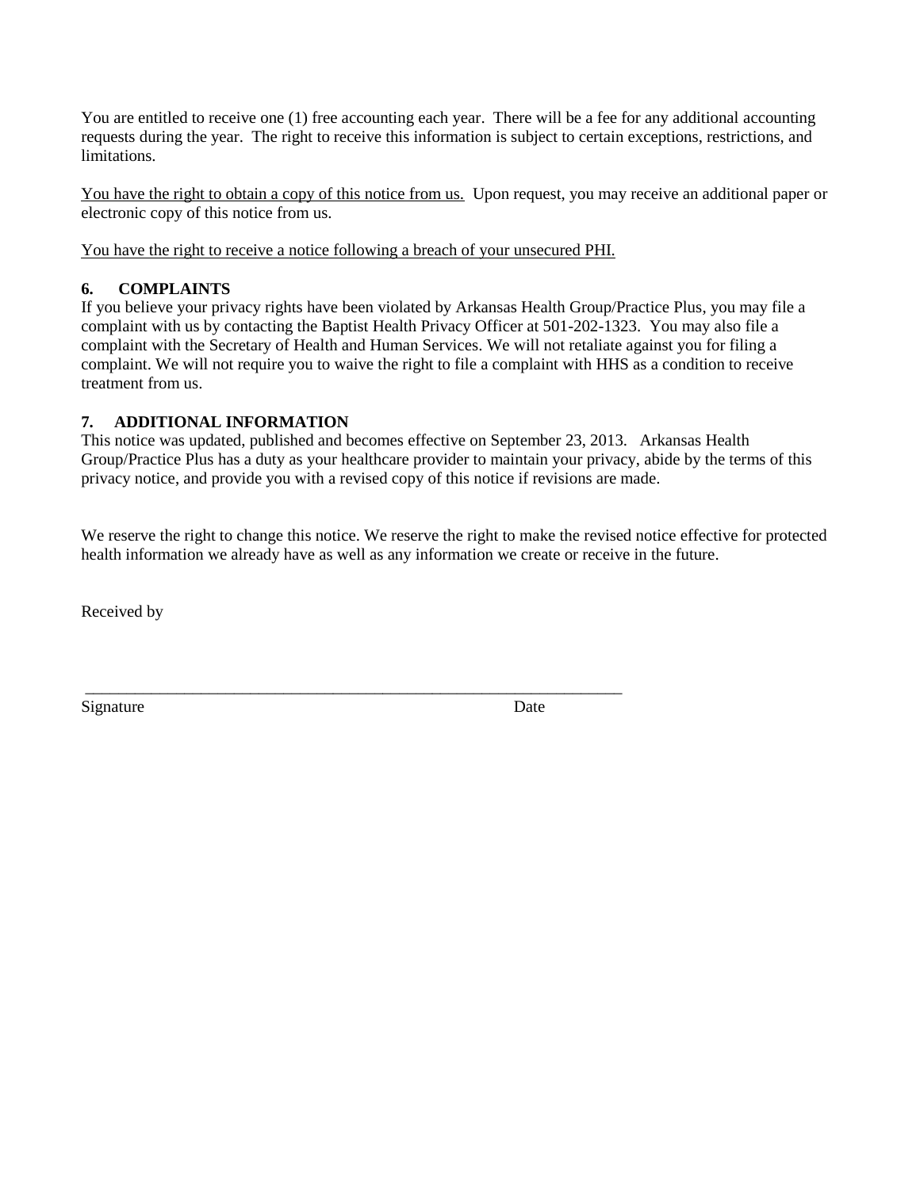You are entitled to receive one (1) free accounting each year. There will be a fee for any additional accounting requests during the year. The right to receive this information is subject to certain exceptions, restrictions, and limitations.

<u>You have the right to obtain a copy of this notice from us.</u> Upon request, you may receive an additional paper or electronic copy of this notice from us.

<u>You have the right to receive a notice following a breach of your unsecured PHI.</u>

**6. COMPLAINTS**

If you believe your privacy rights have been violated by Arkansas Health Group/Practice Plus, you may file a complaint with us by contacting the Baptist Health Privacy Officer at 501-202-1323. You may also file a complaint with the Secretary of Health and Human Services. We will not retaliate against you for filing a complaint. We will not require you to waive the right to file a complaint with HHS as a condition to receive treatment from us.

**7. ADDITIONAL INFORMATION**

This notice was updated, published and becomes effective on September 23, 2013. Arkansas Health Group/Practice Plus has a duty as your healthcare provider to maintain your privacy, abide by the terms of this privacy notice, and provide you with a revised copy of this notice if revisions are made.

We reserve the right to change this notice. We reserve the right to make the revised notice effective for protected health information we already have as well as any information we create or receive in the future.

Received by

\_\_\_\_\_\_\_\_\_\_\_\_\_\_\_\_\_\_\_\_\_\_\_\_\_\_\_\_\_\_\_\_\_\_\_\_\_\_\_\_\_\_\_\_\_\_\_\_\_\_\_\_\_\_\_\_\_\_\_\_\_\_\_\_

Signature Date